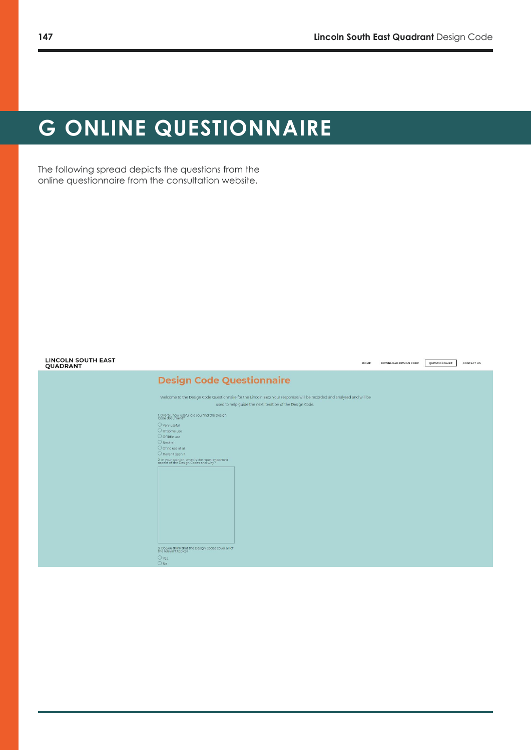# G ONLINE QUESTIONNAIRE

The following spread depicts the questions from the online questionnaire from the consultation website.

LINCOLN SOUTH EAST QUADRANT

HOME　DOWNLOAD DESIGN CODE　QUESTIONNAIRE　CONTACT US

## Design Code Questionnaire

Welcome to the Design Code Questionnaire for the Lincoln SEQ. Your responses will be recorded and analysed and will be used to help guide the next iteration of the Design Code.

1. Overall, how useful did you find the Design Code document?

- Very useful
- Of some use
- Of little use
- Neutral
- Of no use at all
- Haven't seen it

2. In your opinion, what is the most important aspect of the Design Codes and why?

3. Do you think that the Design Codes cover all of the relevant topics?

- Yes
- No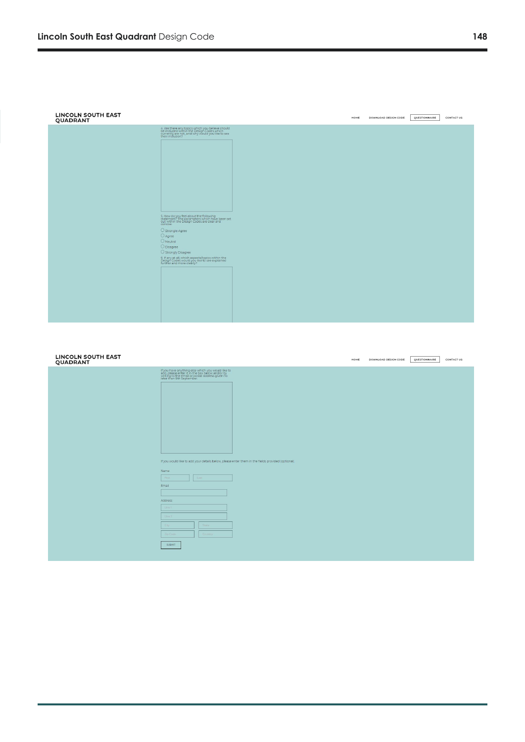LINCOLN SOUTH EAST QUADRANT

HOME DOWNLOAD DESIGN CODE QUESTIONNAIRE CONTACT US

4. Are there any topics which you believe should be included within the Design Codes which currently are not, and why would you like to see their inclusion?

5. How do you feel about the following statement? The parameters which have been set out within the Design Codes are clear and concise.

- Strongly Agree
- Agree
- Neutral
- Disagree
- Strongly Disagree

6. If any at all, which aspects/topics within the Design Codes would you like to see explained further and more clearly?

LINCOLN SOUTH EAST QUADRANT

HOME DOWNLOAD DESIGN CODE QUESTIONNAIRE CONTACT US

If you have anything else which you would like to add, please enter it in the box below and/or by writing to the email or postal address given no later than 9th September.

If you would like to add your details below, please enter them in the fields provided (optional).

Name

First | Last

Email

Address

Line 1

Line 2

City | State

ZipCode | Country

SUBMIT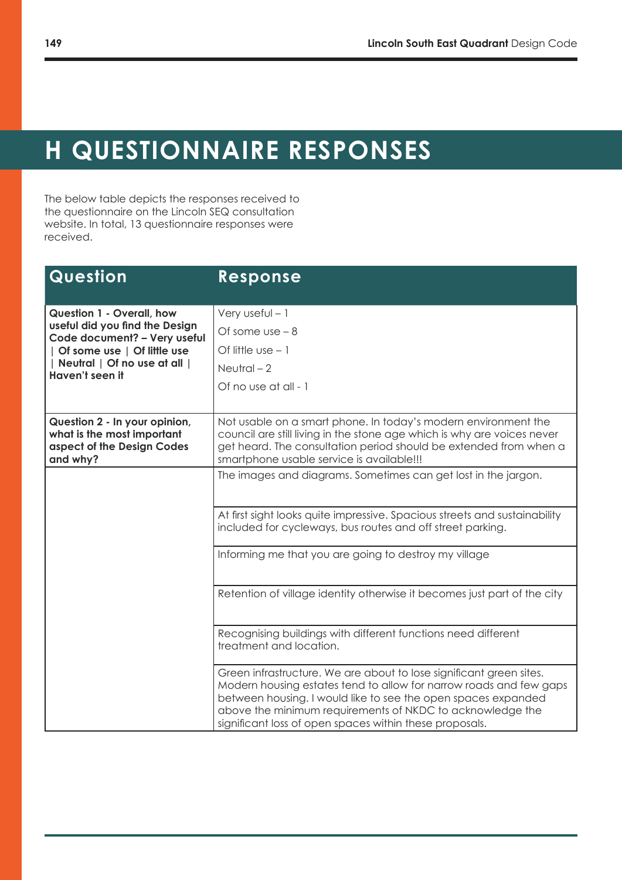# H QUESTIONNAIRE RESPONSES

The below table depicts the responses received to the questionnaire on the Lincoln SEQ consultation website. In total, 13 questionnaire responses were received.

| Question | Response |
| --- | --- |
| **Question 1 - Overall, how useful did you find the Design Code document? – Very useful \| Of some use \| Of little use \| Neutral \| Of no use at all \| Haven't seen it** | Very useful – 1<br>Of some use – 8<br>Of little use – 1<br>Neutral – 2<br>Of no use at all - 1 |
| **Question 2 - In your opinion, what is the most important aspect of the Design Codes and why?** | Not usable on a smart phone. In today's modern environment the council are still living in the stone age which is why are voices never get heard. The consultation period should be extended from when a smartphone usable service is available!!! |
| | The images and diagrams. Sometimes can get lost in the jargon. |
| | At first sight looks quite impressive. Spacious streets and sustainability included for cycleways, bus routes and off street parking. |
| | Informing me that you are going to destroy my village |
| | Retention of village identity otherwise it becomes just part of the city |
| | Recognising buildings with different functions need different treatment and location. |
| | Green infrastructure. We are about to lose significant green sites. Modern housing estates tend to allow for narrow roads and few gaps between housing. I would like to see the open spaces expanded above the minimum requirements of NKDC to acknowledge the significant loss of open spaces within these proposals. |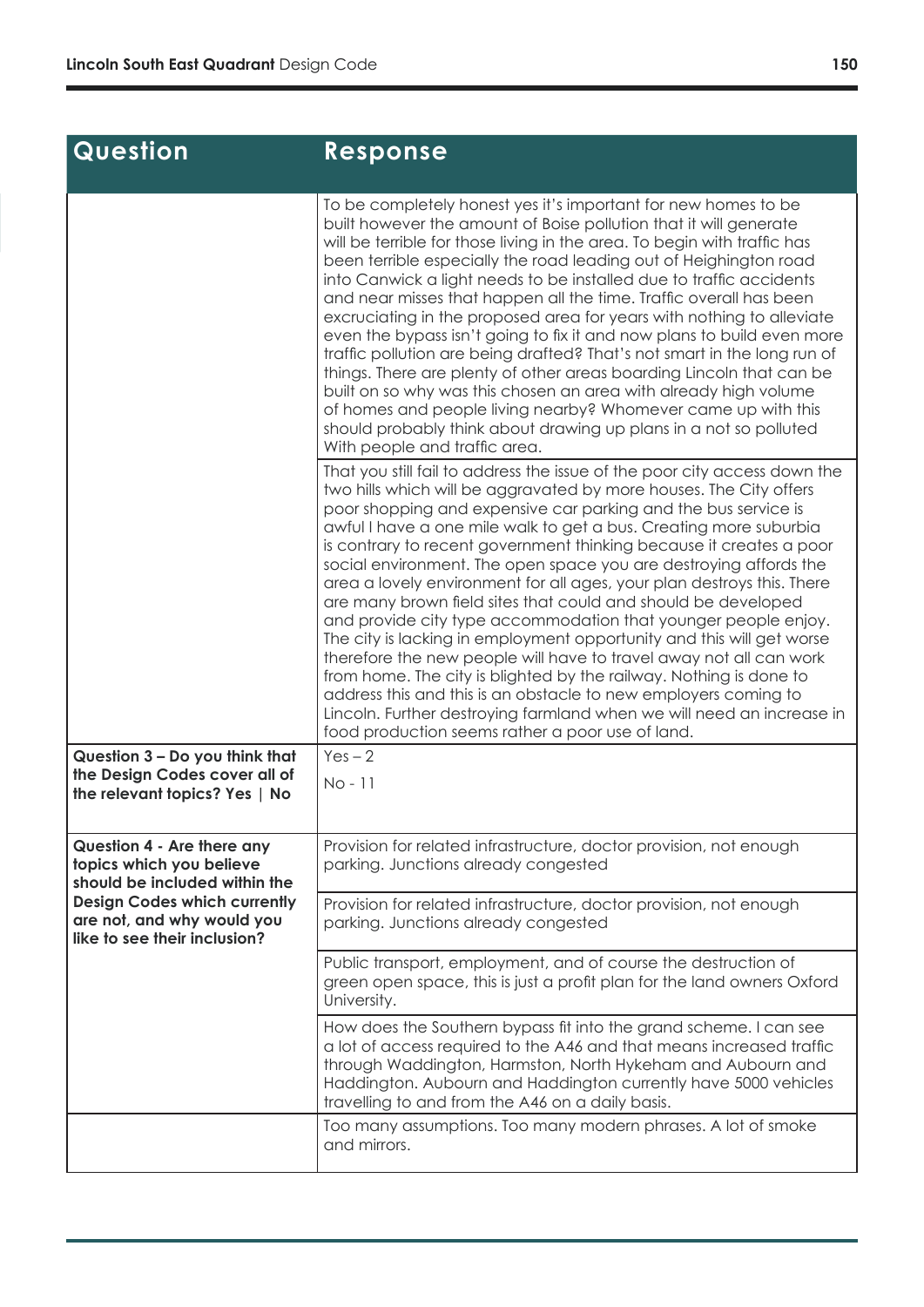| Question | Response |
|---|---|
| | To be completely honest yes it's important for new homes to be built however the amount of Boise pollution that it will generate will be terrible for those living in the area. To begin with traffic has been terrible especially the road leading out of Heighington road into Canwick a light needs to be installed due to traffic accidents and near misses that happen all the time. Traffic overall has been excruciating in the proposed area for years with nothing to alleviate even the bypass isn't going to fix it and now plans to build even more traffic pollution are being drafted? That's not smart in the long run of things. There are plenty of other areas boarding Lincoln that can be built on so why was this chosen an area with already high volume of homes and people living nearby? Whomever came up with this should probably think about drawing up plans in a not so polluted With people and traffic area. |
| | That you still fail to address the issue of the poor city access down the two hills which will be aggravated by more houses. The City offers poor shopping and expensive car parking and the bus service is awful I have a one mile walk to get a bus. Creating more suburbia is contrary to recent government thinking because it creates a poor social environment. The open space you are destroying affords the area a lovely environment for all ages, your plan destroys this. There are many brown field sites that could and should be developed and provide city type accommodation that younger people enjoy. The city is lacking in employment opportunity and this will get worse therefore the new people will have to travel away not all can work from home. The city is blighted by the railway. Nothing is done to address this and this is an obstacle to new employers coming to Lincoln. Further destroying farmland when we will need an increase in food production seems rather a poor use of land. |
| **Question 3 – Do you think that the Design Codes cover all of the relevant topics? Yes \| No** | Yes – 2<br>No - 11 |
| **Question 4 - Are there any topics which you believe should be included within the Design Codes which currently are not, and why would you like to see their inclusion?** | Provision for related infrastructure, doctor provision, not enough parking. Junctions already congested |
| | Provision for related infrastructure, doctor provision, not enough parking. Junctions already congested |
| | Public transport, employment, and of course the destruction of green open space, this is just a profit plan for the land owners Oxford University. |
| | How does the Southern bypass fit into the grand scheme. I can see a lot of access required to the A46 and that means increased traffic through Waddington, Harmston, North Hykeham and Aubourn and Haddington. Aubourn and Haddington currently have 5000 vehicles travelling to and from the A46 on a daily basis. |
| | Too many assumptions. Too many modern phrases. A lot of smoke and mirrors. |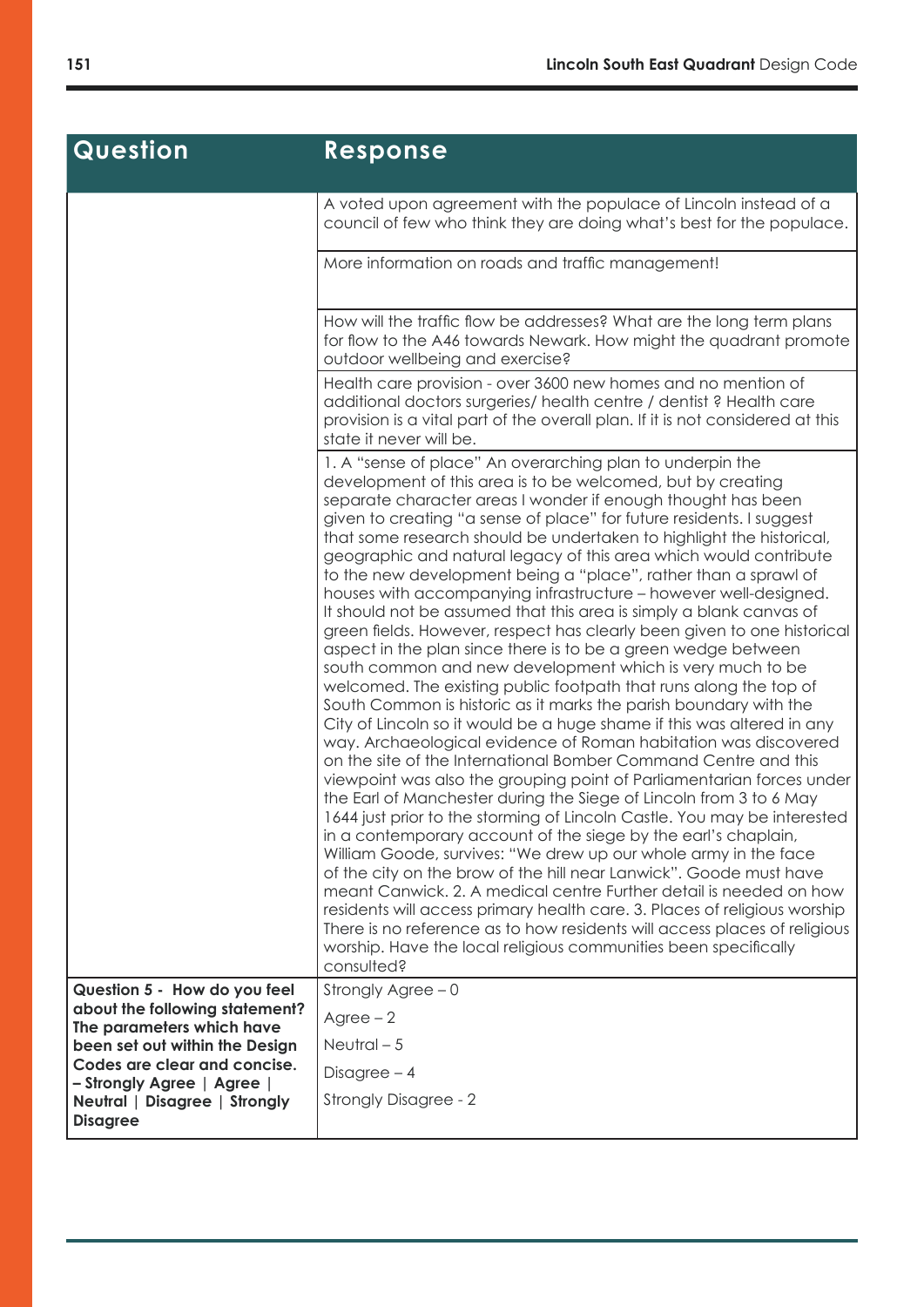| Question | Response |
|---|---|
| | A voted upon agreement with the populace of Lincoln instead of a council of few who think they are doing what's best for the populace. |
| | More information on roads and traffic management! |
| | How will the traffic flow be addresses? What are the long term plans for flow to the A46 towards Newark. How might the quadrant promote outdoor wellbeing and exercise? |
| | Health care provision - over 3600 new homes and no mention of additional doctors surgeries/ health centre / dentist ? Health care provision is a vital part of the overall plan. If it is not considered at this state it never will be. |
| | 1. A "sense of place" An overarching plan to underpin the development of this area is to be welcomed, but by creating separate character areas I wonder if enough thought has been given to creating "a sense of place" for future residents. I suggest that some research should be undertaken to highlight the historical, geographic and natural legacy of this area which would contribute to the new development being a "place", rather than a sprawl of houses with accompanying infrastructure – however well-designed. It should not be assumed that this area is simply a blank canvas of green fields. However, respect has clearly been given to one historical aspect in the plan since there is to be a green wedge between south common and new development which is very much to be welcomed. The existing public footpath that runs along the top of South Common is historic as it marks the parish boundary with the City of Lincoln so it would be a huge shame if this was altered in any way. Archaeological evidence of Roman habitation was discovered on the site of the International Bomber Command Centre and this viewpoint was also the grouping point of Parliamentarian forces under the Earl of Manchester during the Siege of Lincoln from 3 to 6 May 1644 just prior to the storming of Lincoln Castle. You may be interested in a contemporary account of the siege by the earl's chaplain, William Goode, survives: "We drew up our whole army in the face of the city on the brow of the hill near Lanwick". Goode must have meant Canwick. 2. A medical centre Further detail is needed on how residents will access primary health care. 3. Places of religious worship There is no reference as to how residents will access places of religious worship. Have the local religious communities been specifically consulted? |
| **Question 5 - How do you feel about the following statement? The parameters which have been set out within the Design Codes are clear and concise. – Strongly Agree \| Agree \| Neutral \| Disagree \| Strongly Disagree** | Strongly Agree – 0<br>Agree – 2<br>Neutral – 5<br>Disagree – 4<br>Strongly Disagree - 2 |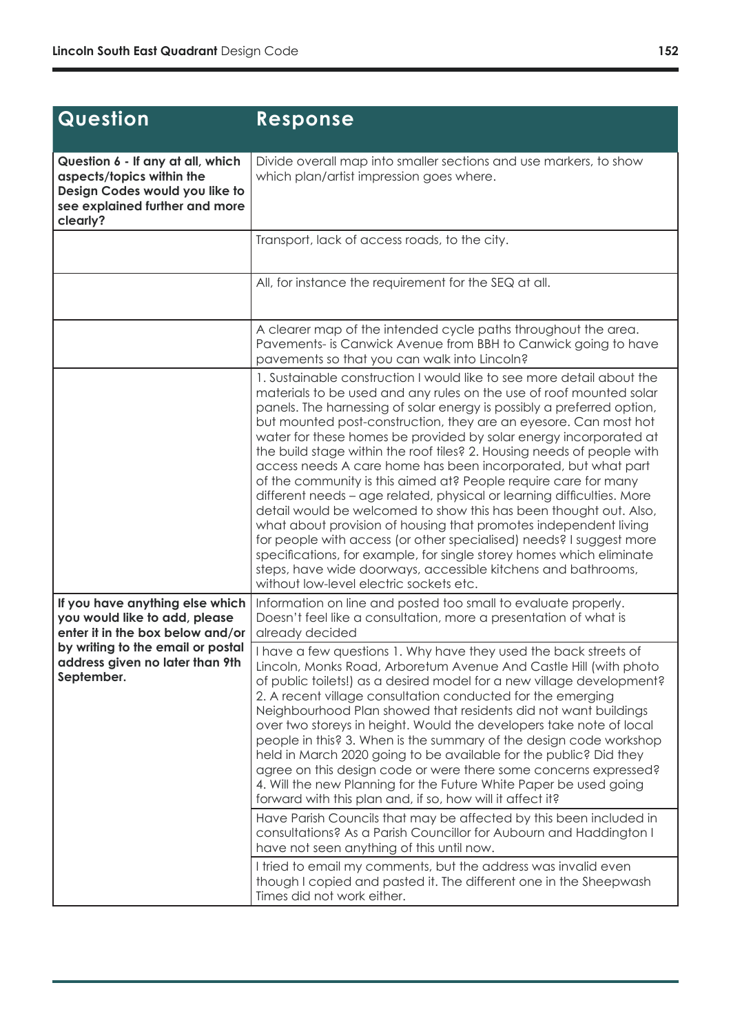| Question | Response |
|---|---|
| **Question 6 - If any at all, which aspects/topics within the Design Codes would you like to see explained further and more clearly?** | Divide overall map into smaller sections and use markers, to show which plan/artist impression goes where. |
| | Transport, lack of access roads, to the city. |
| | All, for instance the requirement for the SEQ at all. |
| | A clearer map of the intended cycle paths throughout the area. Pavements- is Canwick Avenue from BBH to Canwick going to have pavements so that you can walk into Lincoln? |
| | 1. Sustainable construction I would like to see more detail about the materials to be used and any rules on the use of roof mounted solar panels. The harnessing of solar energy is possibly a preferred option, but mounted post-construction, they are an eyesore. Can most hot water for these homes be provided by solar energy incorporated at the build stage within the roof tiles? 2. Housing needs of people with access needs A care home has been incorporated, but what part of the community is this aimed at? People require care for many different needs – age related, physical or learning difficulties. More detail would be welcomed to show this has been thought out. Also, what about provision of housing that promotes independent living for people with access (or other specialised) needs? I suggest more specifications, for example, for single storey homes which eliminate steps, have wide doorways, accessible kitchens and bathrooms, without low-level electric sockets etc. |
| **If you have anything else which you would like to add, please enter it in the box below and/or by writing to the email or postal address given no later than 9th September.** | Information on line and posted too small to evaluate properly. Doesn't feel like a consultation, more a presentation of what is already decided |
| | I have a few questions 1. Why have they used the back streets of Lincoln, Monks Road, Arboretum Avenue And Castle Hill (with photo of public toilets!) as a desired model for a new village development? 2. A recent village consultation conducted for the emerging Neighbourhood Plan showed that residents did not want buildings over two storeys in height. Would the developers take note of local people in this? 3. When is the summary of the design code workshop held in March 2020 going to be available for the public? Did they agree on this design code or were there some concerns expressed? 4. Will the new Planning for the Future White Paper be used going forward with this plan and, if so, how will it affect it? |
| | Have Parish Councils that may be affected by this been included in consultations? As a Parish Councillor for Aubourn and Haddington I have not seen anything of this until now. |
| | I tried to email my comments, but the address was invalid even though I copied and pasted it. The different one in the Sheepwash Times did not work either. |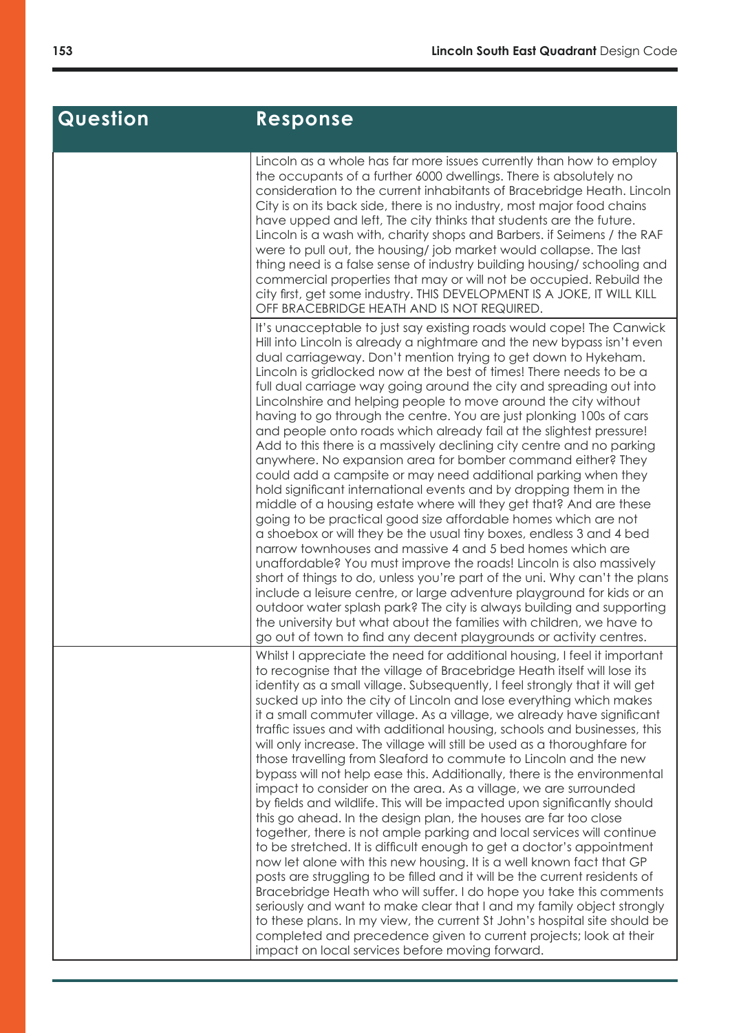| Question | Response |
| --- | --- |
| | Lincoln as a whole has far more issues currently than how to employ the occupants of a further 6000 dwellings. There is absolutely no consideration to the current inhabitants of Bracebridge Heath. Lincoln City is on its back side, there is no industry, most major food chains have upped and left, The city thinks that students are the future. Lincoln is a wash with, charity shops and Barbers. if Seimens / the RAF were to pull out, the housing/ job market would collapse. The last thing need is a false sense of industry building housing/ schooling and commercial properties that may or will not be occupied. Rebuild the city first, get some industry. THIS DEVELOPMENT IS A JOKE, IT WILL KILL OFF BRACEBRIDGE HEATH AND IS NOT REQUIRED. |
| | It's unacceptable to just say existing roads would cope! The Canwick Hill into Lincoln is already a nightmare and the new bypass isn't even dual carriageway. Don't mention trying to get down to Hykeham. Lincoln is gridlocked now at the best of times! There needs to be a full dual carriage way going around the city and spreading out into Lincolnshire and helping people to move around the city without having to go through the centre. You are just plonking 100s of cars and people onto roads which already fail at the slightest pressure! Add to this there is a massively declining city centre and no parking anywhere. No expansion area for bomber command either? They could add a campsite or may need additional parking when they hold significant international events and by dropping them in the middle of a housing estate where will they get that? And are these going to be practical good size affordable homes which are not a shoebox or will they be the usual tiny boxes, endless 3 and 4 bed narrow townhouses and massive 4 and 5 bed homes which are unaffordable? You must improve the roads! Lincoln is also massively short of things to do, unless you're part of the uni. Why can't the plans include a leisure centre, or large adventure playground for kids or an outdoor water splash park? The city is always building and supporting the university but what about the families with children, we have to go out of town to find any decent playgrounds or activity centres. |
| | Whilst I appreciate the need for additional housing, I feel it important to recognise that the village of Bracebridge Heath itself will lose its identity as a small village. Subsequently, I feel strongly that it will get sucked up into the city of Lincoln and lose everything which makes it a small commuter village. As a village, we already have significant traffic issues and with additional housing, schools and businesses, this will only increase. The village will still be used as a thoroughfare for those travelling from Sleaford to commute to Lincoln and the new bypass will not help ease this. Additionally, there is the environmental impact to consider on the area. As a village, we are surrounded by fields and wildlife. This will be impacted upon significantly should this go ahead. In the design plan, the houses are far too close together, there is not ample parking and local services will continue to be stretched. It is difficult enough to get a doctor's appointment now let alone with this new housing. It is a well known fact that GP posts are struggling to be filled and it will be the current residents of Bracebridge Heath who will suffer. I do hope you take this comments seriously and want to make clear that I and my family object strongly to these plans. In my view, the current St John's hospital site should be completed and precedence given to current projects; look at their impact on local services before moving forward. |